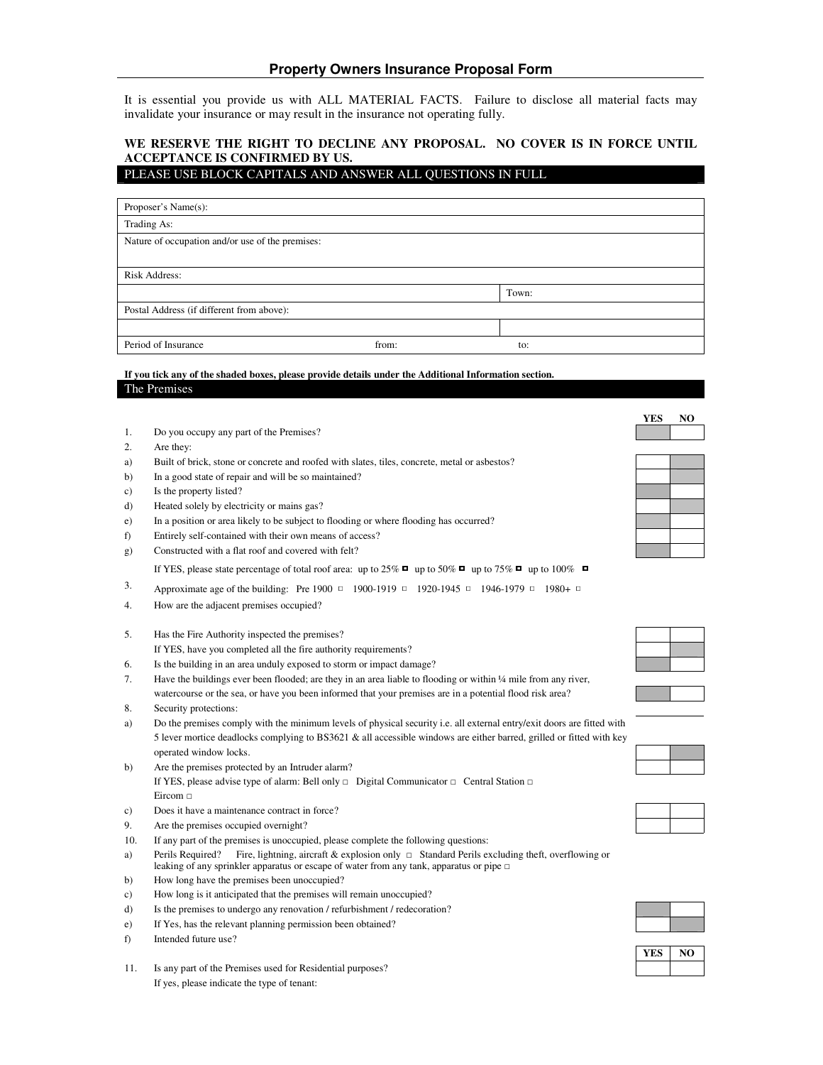# Property Owners Insurance Proposal Form

It is essential you provide us with ALL MATERIAL FACTS. Failure to disclose all material facts may invalidate your insurance or may result in the insurance not operating fully.

**WE RESERVE THE RIGHT TO DECLINE ANY PROPOSAL. NO COVER IS IN FORCE UNTIL ACCEPTANCE IS CONFIRMED BY US.**

PLEASE USE BLOCK CAPITALS AND ANSWER ALL QUESTIONS IN FULL

| | | |
|---|---|---|
| Proposer's Name(s): | | |
| Trading As: | | |
| Nature of occupation and/or use of the premises: | | |
| Risk Address: | | |
| | | Town: |
| Postal Address (if different from above): | | |
| | | |
| Period of Insurance | from: | to: |

**If you tick any of the shaded boxes, please provide details under the Additional Information section.**

## The Premises

| | | YES | NO |
|---|---|---|---|
| 1. | Do you occupy any part of the Premises? | | |
| 2. | Are they: | | |
| a) | Built of brick, stone or concrete and roofed with slates, tiles, concrete, metal or asbestos? | | |
| b) | In a good state of repair and will be so maintained? | | |
| c) | Is the property listed? | | |
| d) | Heated solely by electricity or mains gas? | | |
| e) | In a position or area likely to be subject to flooding or where flooding has occurred? | | |
| f) | Entirely self-contained with their own means of access? | | |
| g) | Constructed with a flat roof and covered with felt? | | |

If YES, please state percentage of total roof area: up to 25% ☐ up to 50% ☐ up to 75% ☐ up to 100% ☐

3. Approximate age of the building: Pre 1900 ☐ 1900-1919 ☐ 1920-1945 ☐ 1946-1979 ☐ 1980+ ☐

4. How are the adjacent premises occupied?

| | | YES | NO |
|---|---|---|---|
| 5. | Has the Fire Authority inspected the premises? | | |
| | If YES, have you completed all the fire authority requirements? | | |
| 6. | Is the building in an area unduly exposed to storm or impact damage? | | |
| 7. | Have the buildings ever been flooded; are they in an area liable to flooding or within ¼ mile from any river, watercourse or the sea, or have you been informed that your premises are in a potential flood risk area? | | |
| 8. | Security protections: | | |
| a) | Do the premises comply with the minimum levels of physical security i.e. all external entry/exit doors are fitted with 5 lever mortice deadlocks complying to BS3621 & all accessible windows are either barred, grilled or fitted with key operated window locks. | | |
| b) | Are the premises protected by an Intruder alarm? | | |

If YES, please advise type of alarm: Bell only ☐ Digital Communicator ☐ Central Station ☐ Eircom ☐

| | | YES | NO |
|---|---|---|---|
| c) | Does it have a maintenance contract in force? | | |
| 9. | Are the premises occupied overnight? | | |

10. If any part of the premises is unoccupied, please complete the following questions:

a) Perils Required? Fire, lightning, aircraft & explosion only ☐ Standard Perils excluding theft, overflowing or leaking of any sprinkler apparatus or escape of water from any tank, apparatus or pipe ☐

b) How long have the premises been unoccupied?

c) How long is it anticipated that the premises will remain unoccupied?

| | | YES | NO |
|---|---|---|---|
| d) | Is the premises to undergo any renovation / refurbishment / redecoration? | | |
| e) | If Yes, has the relevant planning permission been obtained? | | |

f) Intended future use?

| | | YES | NO |
|---|---|---|---|
| 11. | Is any part of the Premises used for Residential purposes? | | |

If yes, please indicate the type of tenant: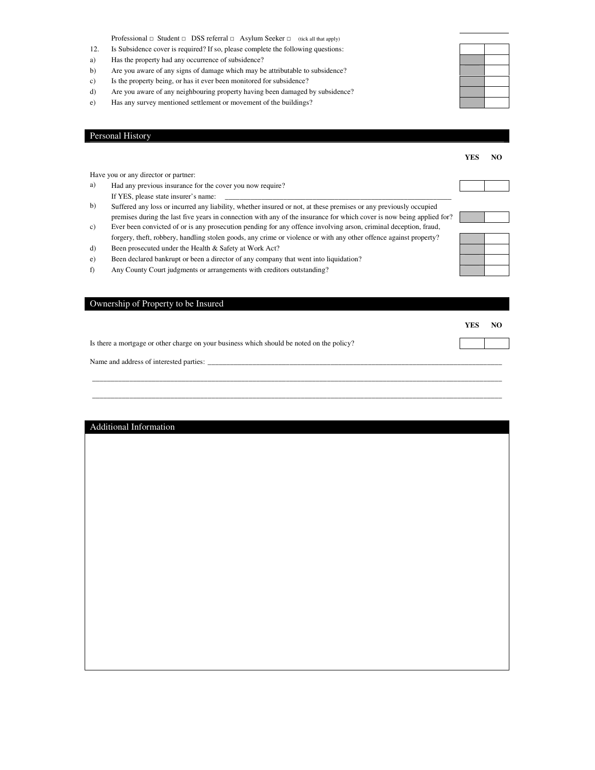Professional □ Student □ DSS referral □ Asylum Seeker □ (tick all that apply)

12. Is Subsidence cover is required? If so, please complete the following questions:

a) Has the property had any occurrence of subsidence?

b) Are you aware of any signs of damage which may be attributable to subsidence?

c) Is the property being, or has it ever been monitored for subsidence?

d) Are you aware of any neighbouring property having been damaged by subsidence?

e) Has any survey mentioned settlement or movement of the buildings?

## Personal History

| | YES | NO |
|---|---|---|
| Have you or any director or partner: | | |
| a) Had any previous insurance for the cover you now require? If YES, please state insurer's name: ____________________ | | |
| b) Suffered any loss or incurred any liability, whether insured or not, at these premises or any previously occupied premises during the last five years in connection with any of the insurance for which cover is now being applied for? | | |
| c) Ever been convicted of or is any prosecution pending for any offence involving arson, criminal deception, fraud, forgery, theft, robbery, handling stolen goods, any crime or violence or with any other offence against property? | | |
| d) Been prosecuted under the Health & Safety at Work Act? | | |
| e) Been declared bankrupt or been a director of any company that went into liquidation? | | |
| f) Any County Court judgments or arrangements with creditors outstanding? | | |

## Ownership of Property to be Insured

| | YES | NO |
|---|---|---|
| Is there a mortgage or other charge on your business which should be noted on the policy? | | |

Name and address of interested parties: ____________________________________________

____________________________________________

____________________________________________

## Additional Information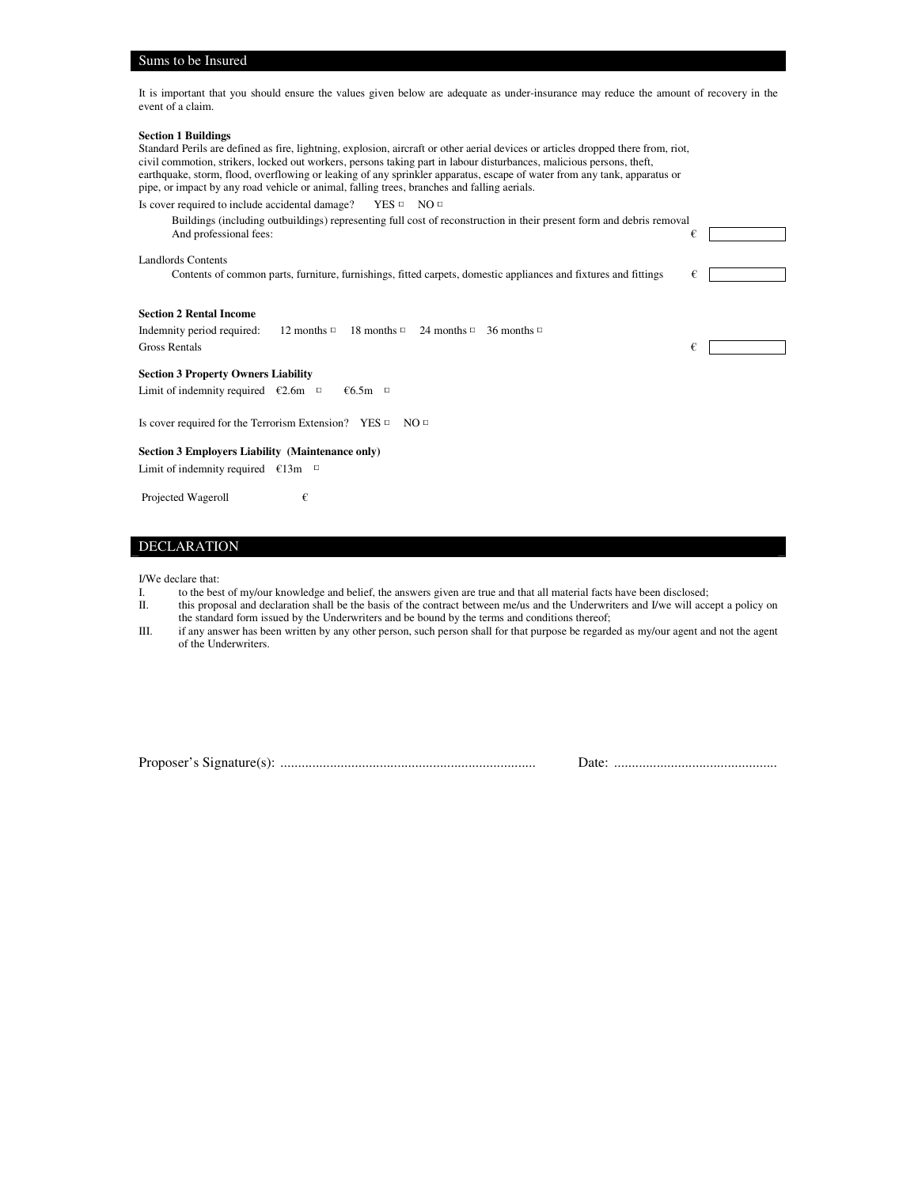## Sums to be Insured

It is important that you should ensure the values given below are adequate as under-insurance may reduce the amount of recovery in the event of a claim.

**Section 1 Buildings**

Standard Perils are defined as fire, lightning, explosion, aircraft or other aerial devices or articles dropped there from, riot, civil commotion, strikers, locked out workers, persons taking part in labour disturbances, malicious persons, theft, earthquake, storm, flood, overflowing or leaking of any sprinkler apparatus, escape of water from any tank, apparatus or pipe, or impact by any road vehicle or animal, falling trees, branches and falling aerials.

Is cover required to include accidental damage? YES ☐ NO ☐

Buildings (including outbuildings) representing full cost of reconstruction in their present form and debris removal And professional fees: € ______

Landlords Contents

Contents of common parts, furniture, furnishings, fitted carpets, domestic appliances and fixtures and fittings € ______

**Section 2 Rental Income**

Indemnity period required: 12 months ☐ 18 months ☐ 24 months ☐ 36 months ☐

Gross Rentals € ______

**Section 3 Property Owners Liability**

Limit of indemnity required €2.6m ☐ €6.5m ☐

Is cover required for the Terrorism Extension? YES ☐ NO ☐

**Section 3 Employers Liability (Maintenance only)**

Limit of indemnity required €13m ☐

Projected Wageroll €

## DECLARATION

I/We declare that:

I. to the best of my/our knowledge and belief, the answers given are true and that all material facts have been disclosed;

II. this proposal and declaration shall be the basis of the contract between me/us and the Underwriters and I/we will accept a policy on the standard form issued by the Underwriters and be bound by the terms and conditions thereof;

III. if any answer has been written by any other person, such person shall for that purpose be regarded as my/our agent and not the agent of the Underwriters.

Proposer's Signature(s): ........................................................................ Date: ..............................................